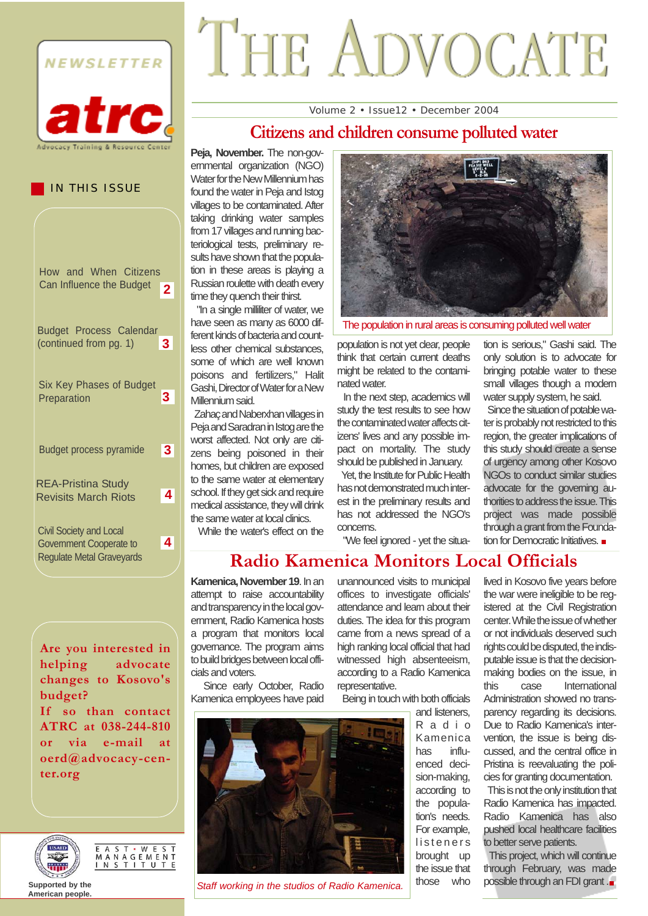# THE ADVOCATE

NEWSLETTER

atrc

Advocacy Training & Resource Center

Volume 2 • Issue12 • December 2004

## IN THIS ISSUE

- How and When Citizens Can Influence the Budget — 2
- Budget Process Calendar (continued from pg. 1) — 3
- Six Key Phases of Budget Preparation — 3
- Budget process pyramide — 3
- REA-Pristina Study Revisits March Riots — 4
- Civil Society and Local Government Cooperate to Regulate Metal Graveyards — 4

**Are you interested in helping advocate changes to Kosovo's budget?**

**If so than contact ATRC at 038-244-810 or via e-mail at oerd@advocacy-center.org**

Supported by the American people.

EAST-WEST MANAGEMENT INSTITUTE

## Citizens and children consume polluted water

**Peja, November.** The non-governmental organization (NGO) Water for the New Millennium has found the water in Peja and Istog villages to be contaminated. After taking drinking water samples from 17 villages and running bacteriological tests, preliminary results have shown that the population in these areas is playing a Russian roulette with death every time they quench their thirst.

"In a single milliliter of water, we have seen as many as 6000 different kinds of bacteria and countless other chemical substances, some of which are well known poisons and fertilizers," Halit Gashi, Director of Water for a New Millennium said.

Zahaç and Naberxhan villages in Peja and Saradran in Istog are the worst affected. Not only are citizens being poisoned in their homes, but children are exposed to the same water at elementary school. If they get sick and require medical assistance, they will drink the same water at local clinics.

While the water's effect on the population is not yet clear, people think that certain current deaths might be related to the contaminated water.

In the next step, academics will study the test results to see how the contaminated water affects citizens' lives and any possible impact on mortality. The study should be published in January.

Yet, the Institute for Public Health has not demonstrated much interest in the preliminary results and has not addressed the NGO's concerns.

"We feel ignored - yet the situation is serious," Gashi said. The only solution is to advocate for bringing potable water to these small villages though a modern water supply system, he said.

Since the situation of potable water is probably not restricted to this region, the greater implications of this study should create a sense of urgency among other Kosovo NGOs to conduct similar studies advocate for the governing authorities to address the issue. This project was made possible through a grant from the Foundation for Democratic Initiatives. ■

The population in rural areas is consuming polluted well water

## Radio Kamenica Monitors Local Officials

**Kamenica, November 19.** In an attempt to raise accountability and transparency in the local government, Radio Kamenica hosts a program that monitors local governance. The program aims to build bridges between local officials and voters.

Since early October, Radio Kamenica employees have paid unannounced visits to municipal offices to investigate officials' attendance and learn about their duties. The idea for this program came from a news spread of a high ranking local official that had witnessed high absenteeism, according to a Radio Kamenica representative.

Being in touch with both officials and listeners, Radio Kamenica has influenced decision-making, according to the population's needs. For example, listeners brought up the issue that those who lived in Kosovo five years before the war were ineligible to be registered at the Civil Registration center. While the issue of whether or not individuals deserved such rights could be disputed, the indisputable issue is that the decision-making bodies on the issue, in this case International Administration showed no transparency regarding its decisions. Due to Radio Kamenica's intervention, the issue is being discussed, and the central office in Pristina is reevaluating the policies for granting documentation.

This is not the only institution that Radio Kamenica has impacted. Radio Kamenica has also pushed local healthcare facilities to better serve patients.

This project, which will continue through February, was made possible through an FDI grant. ■

*Staff working in the studios of Radio Kamenica.*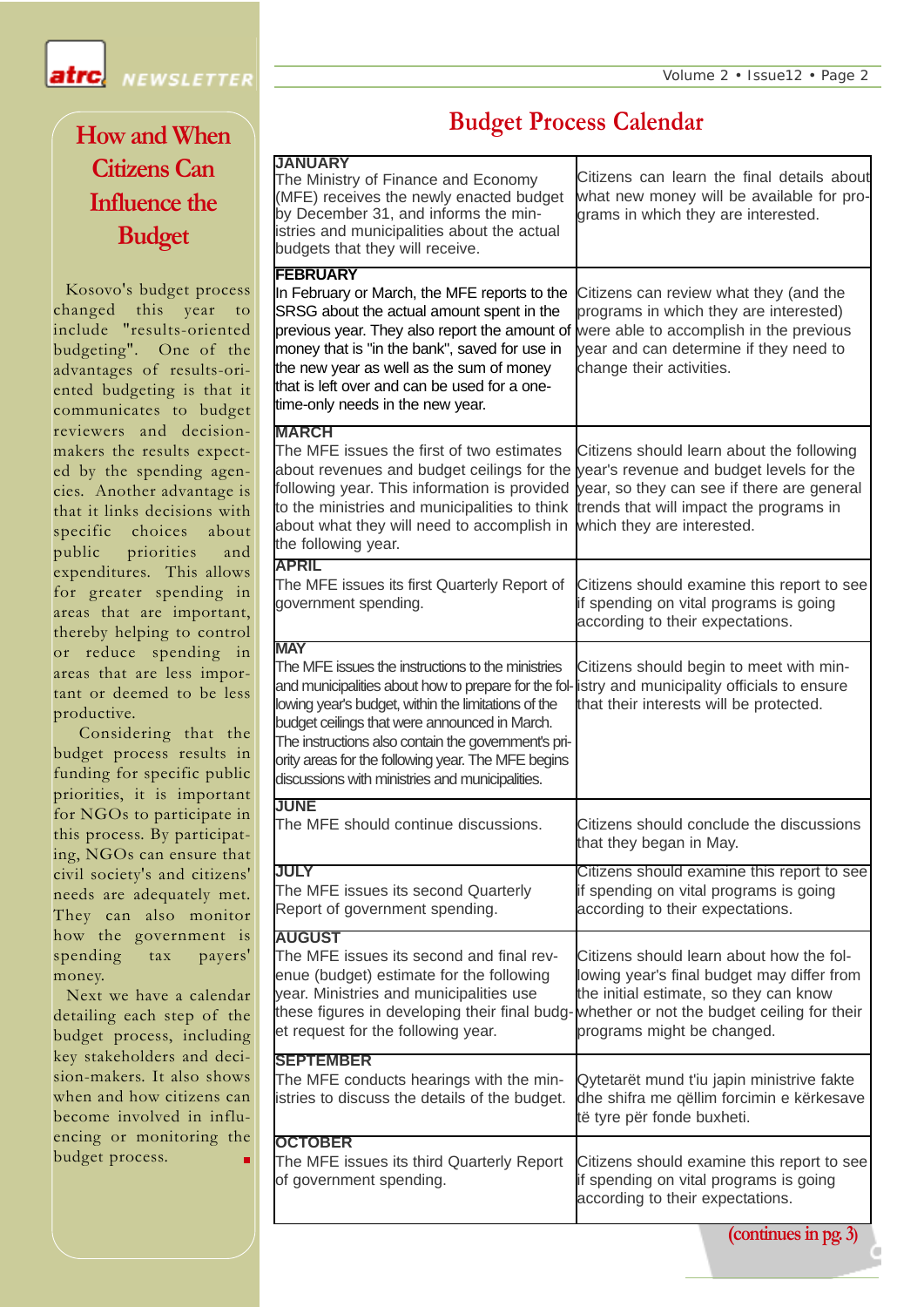## How and When Citizens Can Influence the Budget

Kosovo's budget process changed this year to include "results-oriented budgeting". One of the advantages of results-oriented budgeting is that it communicates to budget reviewers and decision-makers the results expected by the spending agencies. Another advantage is that it links decisions with specific choices about public priorities and expenditures. This allows for greater spending in areas that are important, thereby helping to control or reduce spending in areas that are less important or deemed to be less productive.

Considering that the budget process results in funding for specific public priorities, it is important for NGOs to participate in this process. By participating, NGOs can ensure that civil society's and citizens' needs are adequately met. They can also monitor how the government is spending tax payers' money.

Next we have a calendar detailing each step of the budget process, including key stakeholders and decision-makers. It also shows when and how citizens can become involved in influencing or monitoring the budget process.

## Budget Process Calendar

| | |
|---|---|
| **JANUARY**<br>The Ministry of Finance and Economy (MFE) receives the newly enacted budget by December 31, and informs the ministries and municipalities about the actual budgets that they will receive. | Citizens can learn the final details about what new money will be available for programs in which they are interested. |
| **FEBRUARY**<br>In February or March, the MFE reports to the SRSG about the actual amount spent in the previous year. They also report the amount of money that is "in the bank", saved for use in the new year as well as the sum of money that is left over and can be used for a one-time-only needs in the new year. | Citizens can review what they (and the programs in which they are interested) were able to accomplish in the previous year and can determine if they need to change their activities. |
| **MARCH**<br>The MFE issues the first of two estimates about revenues and budget ceilings for the following year. This information is provided to the ministries and municipalities to think about what they will need to accomplish in the following year. | Citizens should learn about the following year's revenue and budget levels for the year, so they can see if there are general trends that will impact the programs in which they are interested. |
| **APRIL**<br>The MFE issues its first Quarterly Report of government spending. | Citizens should examine this report to see if spending on vital programs is going according to their expectations. |
| **MAY**<br>The MFE issues the instructions to the ministries and municipalities about how to prepare for the following year's budget, within the limitations of the budget ceilings that were announced in March. The instructions also contain the government's priority areas for the following year. The MFE begins discussions with ministries and municipalities. | Citizens should begin to meet with ministry and municipality officials to ensure that their interests will be protected. |
| **JUNE**<br>The MFE should continue discussions. | Citizens should conclude the discussions that they began in May. |
| **JULY**<br>The MFE issues its second Quarterly Report of government spending. | Citizens should examine this report to see if spending on vital programs is going according to their expectations. |
| **AUGUST**<br>The MFE issues its second and final revenue (budget) estimate for the following year. Ministries and municipalities use these figures in developing their final budget request for the following year. | Citizens should learn about how the following year's final budget may differ from the initial estimate, so they can know whether or not the budget ceiling for their programs might be changed. |
| **SEPTEMBER**<br>The MFE conducts hearings with the ministries to discuss the details of the budget. | Qytetarët mund t'iu japin ministrive fakte dhe shifra me qëllim forcimin e kërkesave të tyre për fonde buxheti. |
| **OCTOBER**<br>The MFE issues its third Quarterly Report of government spending. | Citizens should examine this report to see if spending on vital programs is going according to their expectations. |

(continues in pg. 3)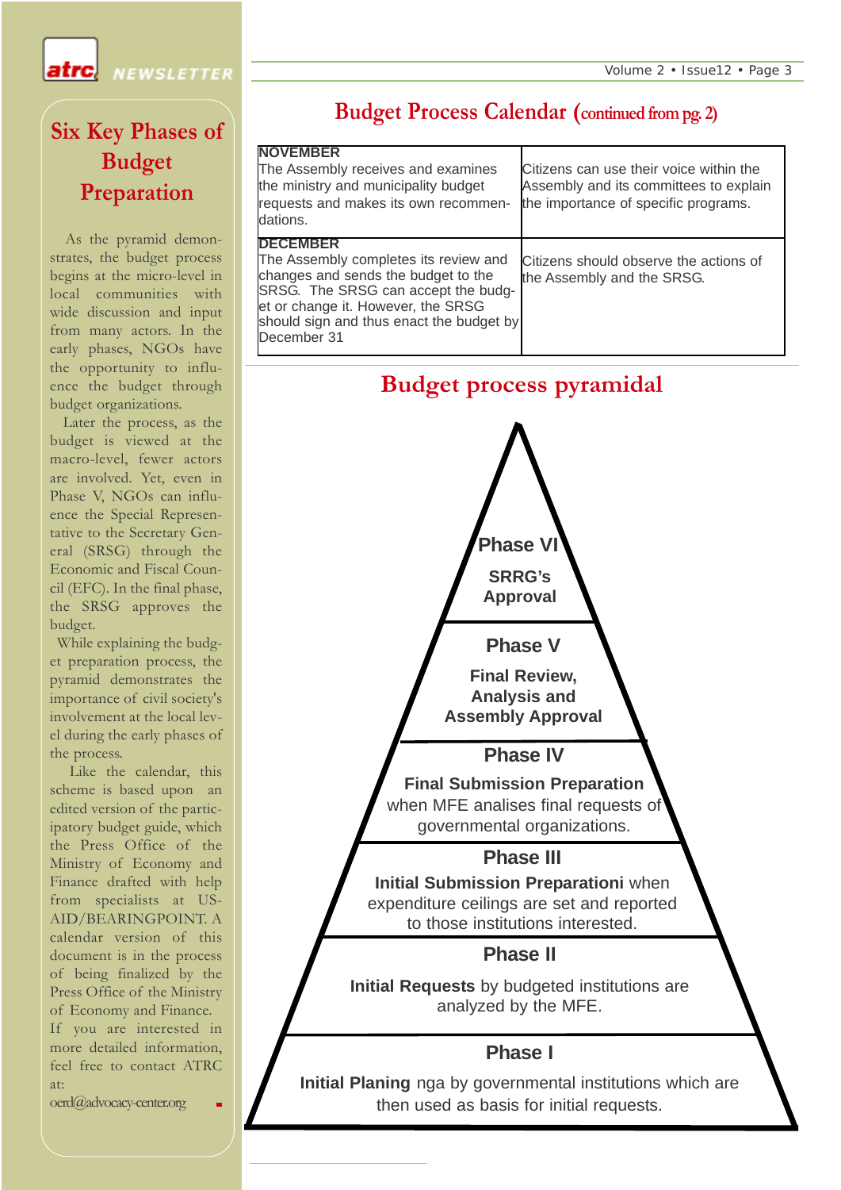## Six Key Phases of Budget Preparation

As the pyramid demonstrates, the budget process begins at the micro-level in local communities with wide discussion and input from many actors. In the early phases, NGOs have the opportunity to influence the budget through budget organizations.

Later the process, as the budget is viewed at the macro-level, fewer actors are involved. Yet, even in Phase V, NGOs can influence the Special Representative to the Secretary General (SRSG) through the Economic and Fiscal Council (EFC). In the final phase, the SRSG approves the budget.

While explaining the budget preparation process, the pyramid demonstrates the importance of civil society's involvement at the local level during the early phases of the process.

Like the calendar, this scheme is based upon an edited version of the participatory budget guide, which the Press Office of the Ministry of Economy and Finance drafted with help from specialists at USAID/BEARINGPOINT. A calendar version of this document is in the process of being finalized by the Press Office of the Ministry of Economy and Finance. If you are interested in more detailed information, feel free to contact ATRC at:

oerd@advocacy-center.org

## Budget Process Calendar (continued from pg. 2)

| | |
|---|---|
| **NOVEMBER**<br>The Assembly receives and examines the ministry and municipality budget requests and makes its own recommendations. | Citizens can use their voice within the Assembly and its committees to explain the importance of specific programs. |
| **DECEMBER**<br>The Assembly completes its review and changes and sends the budget to the SRSG. The SRSG can accept the budget or change it. However, the SRSG should sign and thus enact the budget by December 31 | Citizens should observe the actions of the Assembly and the SRSG. |

## Budget process pyramidal

**Phase VI**

**SRRG's Approval**

**Phase V**

**Final Review, Analysis and Assembly Approval**

**Phase IV**

**Final Submission Preparation** when MFE analises final requests of governmental organizations.

**Phase III**

**Initial Submission Preparationi** when expenditure ceilings are set and reported to those institutions interested.

**Phase II**

**Initial Requests** by budgeted institutions are analyzed by the MFE.

**Phase I**

**Initial Planing** nga by governmental institutions which are then used as basis for initial requests.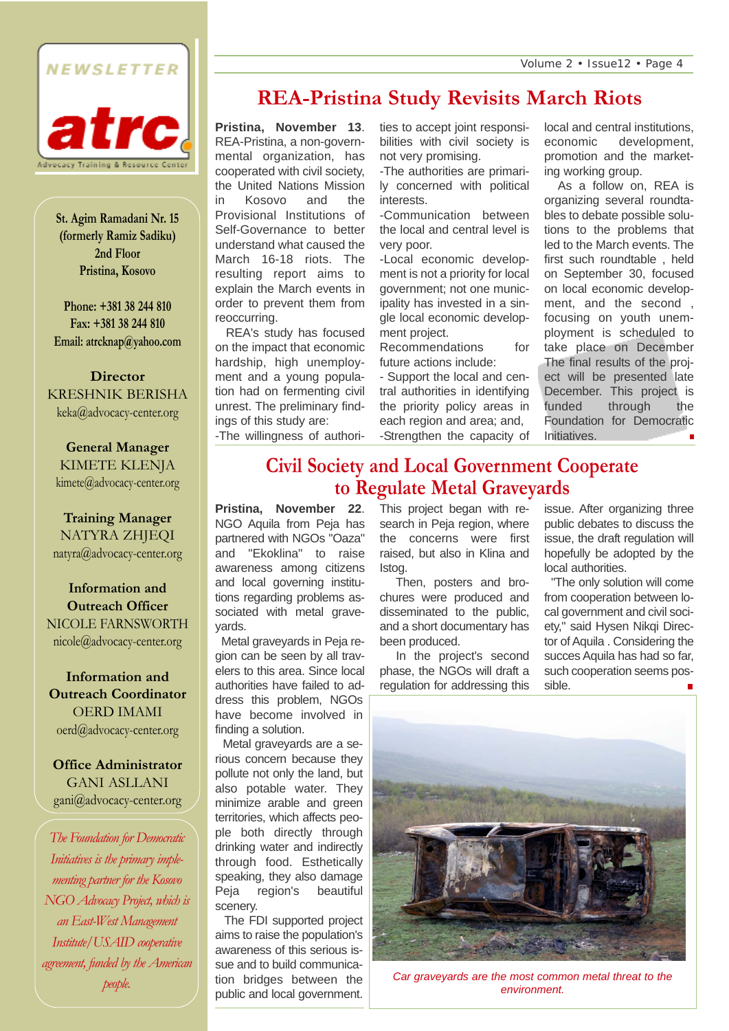# REA-Pristina Study Revisits March Riots

**Pristina, November 13**. REA-Pristina, a non-governmental organization, has cooperated with civil society, the United Nations Mission in Kosovo and the Provisional Institutions of Self-Governance to better understand what caused the March 16-18 riots. The resulting report aims to explain the March events in order to prevent them from reoccurring.

REA's study has focused on the impact that economic hardship, high unemployment and a young population had on fermenting civil unrest. The preliminary findings of this study are:

-The willingness of authorities to accept joint responsibilities with civil society is not very promising.

-The authorities are primarily concerned with political interests.

-Communication between the local and central level is very poor.

-Local economic development is not a priority for local government; not one municipality has invested in a single local economic development project.

Recommendations for future actions include:

- Support the local and central authorities in identifying the priority policy areas in each region and area; and,

-Strengthen the capacity of local and central institutions, economic development, promotion and the marketing working group.

As a follow on, REA is organizing several roundtables to debate possible solutions to the problems that led to the March events. The first such roundtable , held on September 30, focused on local economic development, and the second , focusing on youth unemployment is scheduled to take place on December The final results of the project will be presented late December. This project is funded through the Foundation for Democratic Initiatives.

# Civil Society and Local Government Cooperate to Regulate Metal Graveyards

**Pristina, November 22**. NGO Aquila from Peja has partnered with NGOs "Oaza" and "Ekoklina" to raise awareness among citizens and local governing institutions regarding problems associated with metal graveyards.

Metal graveyards in Peja region can be seen by all travelers to this area. Since local authorities have failed to address this problem, NGOs have become involved in finding a solution.

Metal graveyards are a serious concern because they pollute not only the land, but also potable water. They minimize arable and green territories, which affects people both directly through drinking water and indirectly through food. Esthetically speaking, they also damage Peja region's beautiful scenery.

The FDI supported project aims to raise the population's awareness of this serious issue and to build communication bridges between the public and local government.

This project began with research in Peja region, where the concerns were first raised, but also in Klina and Istog.

Then, posters and brochures were produced and disseminated to the public, and a short documentary has been produced.

In the project's second phase, the NGOs will draft a regulation for addressing this issue. After organizing three public debates to discuss the issue, the draft regulation will hopefully be adopted by the local authorities.

"The only solution will come from cooperation between local government and civil society," said Hysen Nikqi Director of Aquila . Considering the succes Aquila has had so far, such cooperation seems possible.

*Car graveyards are the most common metal threat to the environment.*

---

NEWSLETTER

atrc

Advocacy Training & Resource Center

St. Agim Ramadani Nr. 15 (formerly Ramiz Sadiku) 2nd Floor Pristina, Kosovo

Phone: +381 38 244 810
Fax: +381 38 244 810
Email: atrcknap@yahoo.com

**Director**
KRESHNIK BERISHA
keka@advocacy-center.org

**General Manager**
KIMETE KLENJA
kimete@advocacy-center.org

**Training Manager**
NATYRA ZHJEQI
natyra@advocacy-center.org

**Information and Outreach Officer**
NICOLE FARNSWORTH
nicole@advocacy-center.org

**Information and Outreach Coordinator**
OERD IMAMI
oerd@advocacy-center.org

**Office Administrator**
GANI ASLLANI
gani@advocacy-center.org

*The Foundation for Democratic Initiatives is the primary implementing partner for the Kosovo NGO Advocacy Project, which is an East-West Management Institute/USAID cooperative agreement, funded by the American people.*